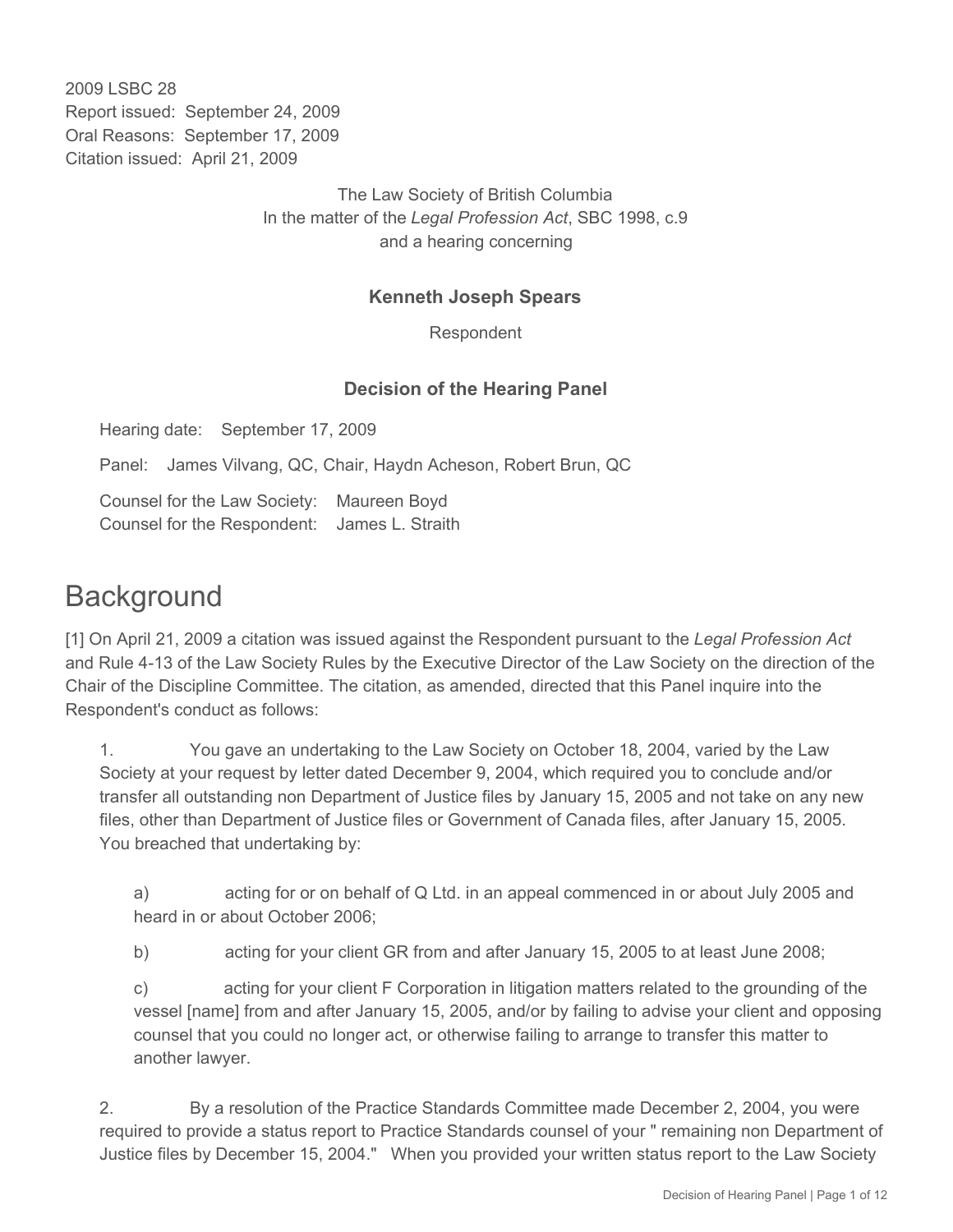2009 LSBC 28
Report issued: September 24, 2009
Oral Reasons: September 17, 2009
Citation issued: April 21, 2009

The Law Society of British Columbia
In the matter of the *Legal Profession Act*, SBC 1998, c.9
and a hearing concerning

**Kenneth Joseph Spears**

Respondent

**Decision of the Hearing Panel**

Hearing date: September 17, 2009

Panel: James Vilvang, QC, Chair, Haydn Acheson, Robert Brun, QC

Counsel for the Law Society: Maureen Boyd
Counsel for the Respondent: James L. Straith

# Background

[1] On April 21, 2009 a citation was issued against the Respondent pursuant to the *Legal Profession Act* and Rule 4-13 of the Law Society Rules by the Executive Director of the Law Society on the direction of the Chair of the Discipline Committee. The citation, as amended, directed that this Panel inquire into the Respondent's conduct as follows:

> 1. You gave an undertaking to the Law Society on October 18, 2004, varied by the Law Society at your request by letter dated December 9, 2004, which required you to conclude and/or transfer all outstanding non Department of Justice files by January 15, 2005 and not take on any new files, other than Department of Justice files or Government of Canada files, after January 15, 2005. You breached that undertaking by:
>
> > a) acting for or on behalf of Q Ltd. in an appeal commenced in or about July 2005 and heard in or about October 2006;
> >
> > b) acting for your client GR from and after January 15, 2005 to at least June 2008;
> >
> > c) acting for your client F Corporation in litigation matters related to the grounding of the vessel [name] from and after January 15, 2005, and/or by failing to advise your client and opposing counsel that you could no longer act, or otherwise failing to arrange to transfer this matter to another lawyer.
>
> 2. By a resolution of the Practice Standards Committee made December 2, 2004, you were required to provide a status report to Practice Standards counsel of your " remaining non Department of Justice files by December 15, 2004." When you provided your written status report to the Law Society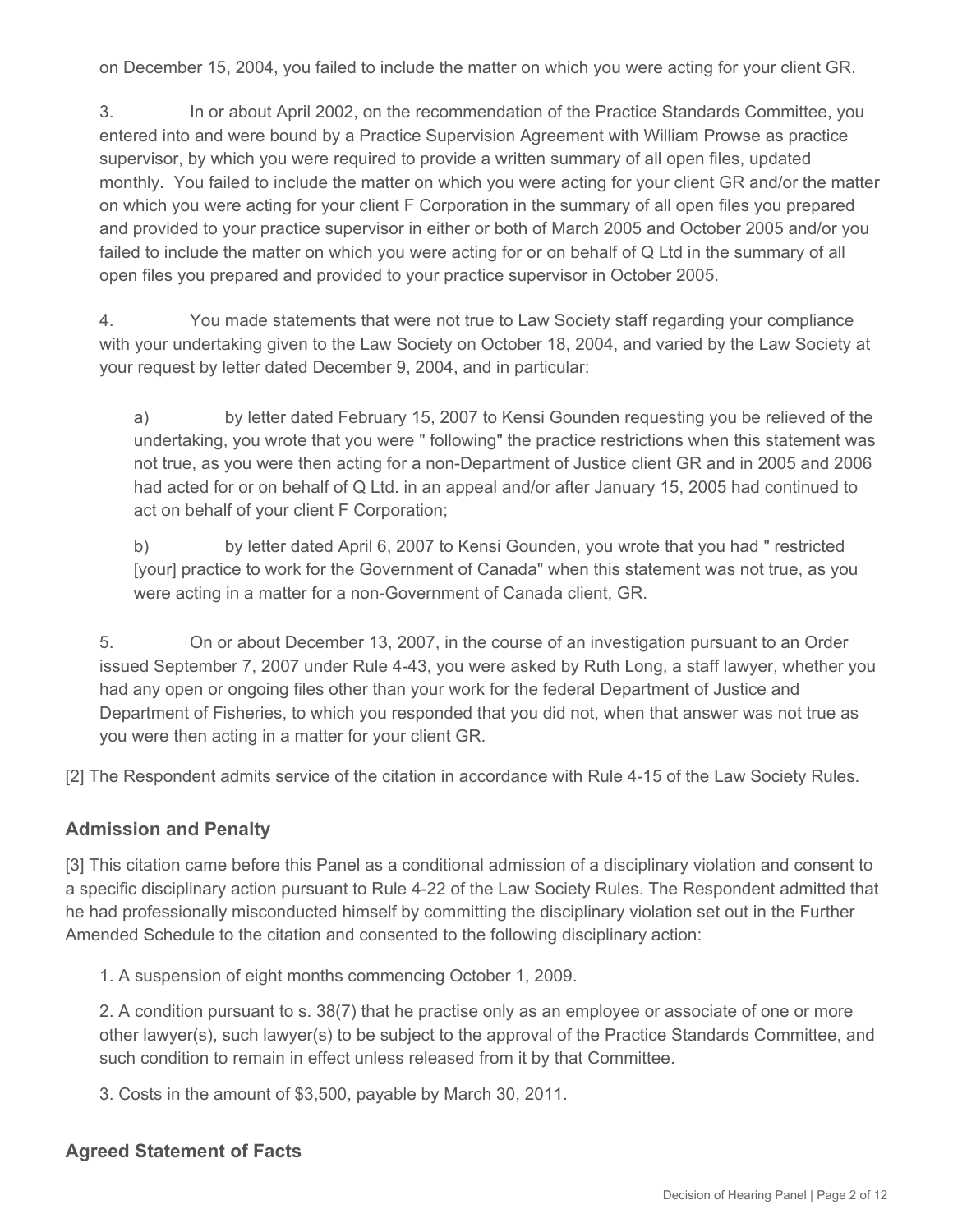on December 15, 2004, you failed to include the matter on which you were acting for your client GR.

3. In or about April 2002, on the recommendation of the Practice Standards Committee, you entered into and were bound by a Practice Supervision Agreement with William Prowse as practice supervisor, by which you were required to provide a written summary of all open files, updated monthly. You failed to include the matter on which you were acting for your client GR and/or the matter on which you were acting for your client F Corporation in the summary of all open files you prepared and provided to your practice supervisor in either or both of March 2005 and October 2005 and/or you failed to include the matter on which you were acting for or on behalf of Q Ltd in the summary of all open files you prepared and provided to your practice supervisor in October 2005.

4. You made statements that were not true to Law Society staff regarding your compliance with your undertaking given to the Law Society on October 18, 2004, and varied by the Law Society at your request by letter dated December 9, 2004, and in particular:

a) by letter dated February 15, 2007 to Kensi Gounden requesting you be relieved of the undertaking, you wrote that you were " following" the practice restrictions when this statement was not true, as you were then acting for a non-Department of Justice client GR and in 2005 and 2006 had acted for or on behalf of Q Ltd. in an appeal and/or after January 15, 2005 had continued to act on behalf of your client F Corporation;

b) by letter dated April 6, 2007 to Kensi Gounden, you wrote that you had " restricted [your] practice to work for the Government of Canada" when this statement was not true, as you were acting in a matter for a non-Government of Canada client, GR.

5. On or about December 13, 2007, in the course of an investigation pursuant to an Order issued September 7, 2007 under Rule 4-43, you were asked by Ruth Long, a staff lawyer, whether you had any open or ongoing files other than your work for the federal Department of Justice and Department of Fisheries, to which you responded that you did not, when that answer was not true as you were then acting in a matter for your client GR.

[2] The Respondent admits service of the citation in accordance with Rule 4-15 of the Law Society Rules.

## Admission and Penalty

[3] This citation came before this Panel as a conditional admission of a disciplinary violation and consent to a specific disciplinary action pursuant to Rule 4-22 of the Law Society Rules. The Respondent admitted that he had professionally misconducted himself by committing the disciplinary violation set out in the Further Amended Schedule to the citation and consented to the following disciplinary action:

1. A suspension of eight months commencing October 1, 2009.

2. A condition pursuant to s. 38(7) that he practise only as an employee or associate of one or more other lawyer(s), such lawyer(s) to be subject to the approval of the Practice Standards Committee, and such condition to remain in effect unless released from it by that Committee.

3. Costs in the amount of $3,500, payable by March 30, 2011.

## Agreed Statement of Facts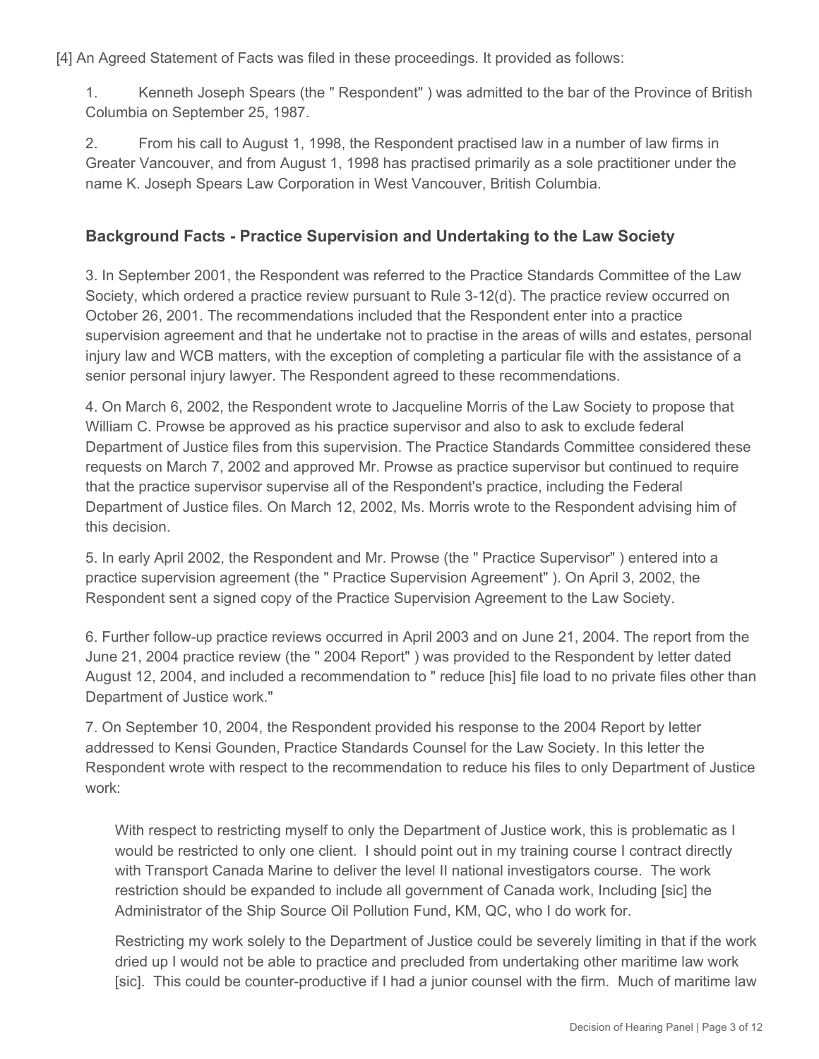[4] An Agreed Statement of Facts was filed in these proceedings. It provided as follows:

1. Kenneth Joseph Spears (the " Respondent" ) was admitted to the bar of the Province of British Columbia on September 25, 1987.

2. From his call to August 1, 1998, the Respondent practised law in a number of law firms in Greater Vancouver, and from August 1, 1998 has practised primarily as a sole practitioner under the name K. Joseph Spears Law Corporation in West Vancouver, British Columbia.

## Background Facts - Practice Supervision and Undertaking to the Law Society

3. In September 2001, the Respondent was referred to the Practice Standards Committee of the Law Society, which ordered a practice review pursuant to Rule 3-12(d). The practice review occurred on October 26, 2001. The recommendations included that the Respondent enter into a practice supervision agreement and that he undertake not to practise in the areas of wills and estates, personal injury law and WCB matters, with the exception of completing a particular file with the assistance of a senior personal injury lawyer. The Respondent agreed to these recommendations.

4. On March 6, 2002, the Respondent wrote to Jacqueline Morris of the Law Society to propose that William C. Prowse be approved as his practice supervisor and also to ask to exclude federal Department of Justice files from this supervision. The Practice Standards Committee considered these requests on March 7, 2002 and approved Mr. Prowse as practice supervisor but continued to require that the practice supervisor supervise all of the Respondent's practice, including the Federal Department of Justice files. On March 12, 2002, Ms. Morris wrote to the Respondent advising him of this decision.

5. In early April 2002, the Respondent and Mr. Prowse (the " Practice Supervisor" ) entered into a practice supervision agreement (the " Practice Supervision Agreement" ). On April 3, 2002, the Respondent sent a signed copy of the Practice Supervision Agreement to the Law Society.

6. Further follow-up practice reviews occurred in April 2003 and on June 21, 2004. The report from the June 21, 2004 practice review (the " 2004 Report" ) was provided to the Respondent by letter dated August 12, 2004, and included a recommendation to " reduce [his] file load to no private files other than Department of Justice work."

7. On September 10, 2004, the Respondent provided his response to the 2004 Report by letter addressed to Kensi Gounden, Practice Standards Counsel for the Law Society. In this letter the Respondent wrote with respect to the recommendation to reduce his files to only Department of Justice work:

> With respect to restricting myself to only the Department of Justice work, this is problematic as I would be restricted to only one client. I should point out in my training course I contract directly with Transport Canada Marine to deliver the level II national investigators course. The work restriction should be expanded to include all government of Canada work, Including [sic] the Administrator of the Ship Source Oil Pollution Fund, KM, QC, who I do work for.
>
> Restricting my work solely to the Department of Justice could be severely limiting in that if the work dried up I would not be able to practice and precluded from undertaking other maritime law work [sic]. This could be counter-productive if I had a junior counsel with the firm. Much of maritime law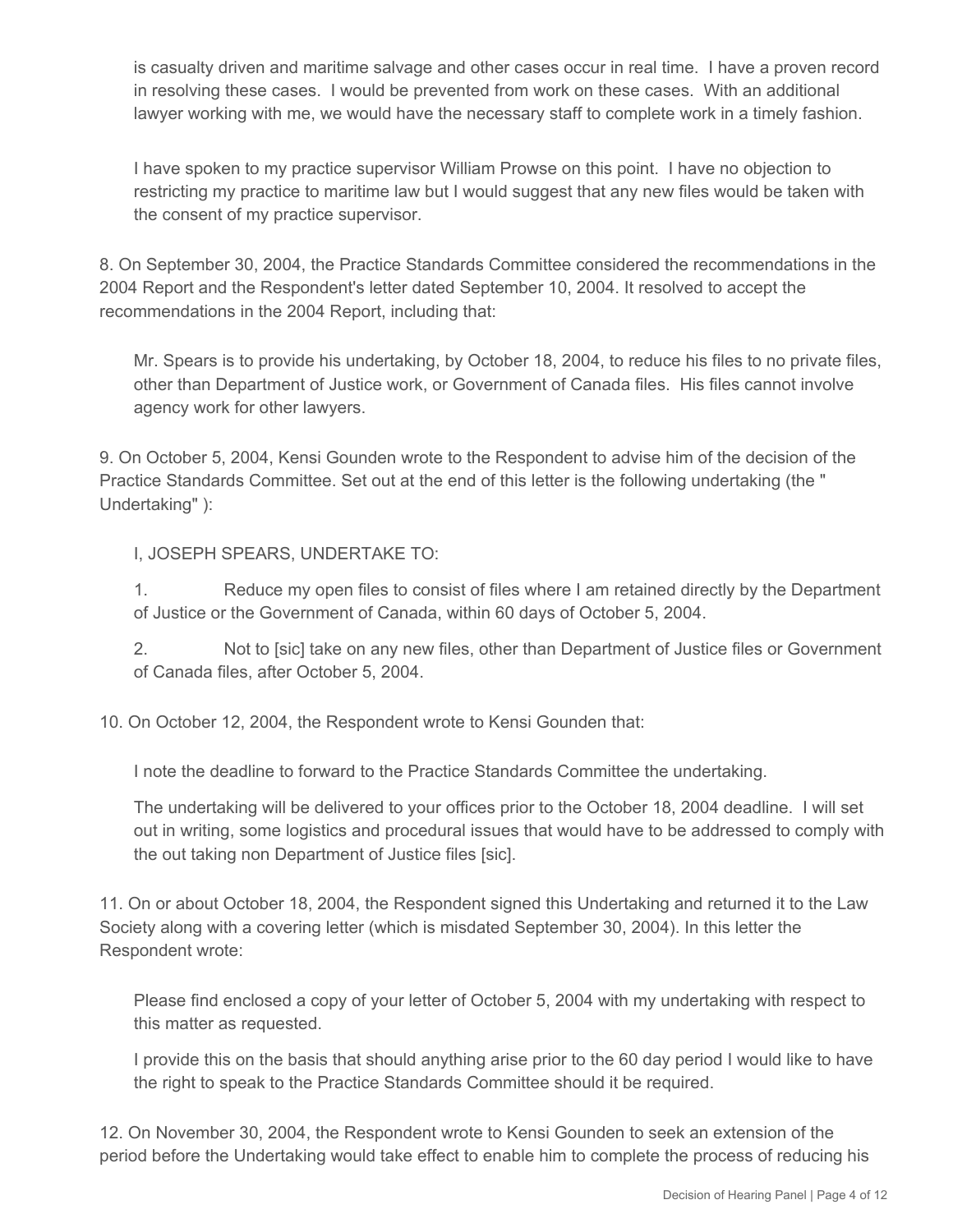> is casualty driven and maritime salvage and other cases occur in real time. I have a proven record in resolving these cases. I would be prevented from work on these cases. With an additional lawyer working with me, we would have the necessary staff to complete work in a timely fashion.
>
> I have spoken to my practice supervisor William Prowse on this point. I have no objection to restricting my practice to maritime law but I would suggest that any new files would be taken with the consent of my practice supervisor.

8. On September 30, 2004, the Practice Standards Committee considered the recommendations in the 2004 Report and the Respondent's letter dated September 10, 2004. It resolved to accept the recommendations in the 2004 Report, including that:

> Mr. Spears is to provide his undertaking, by October 18, 2004, to reduce his files to no private files, other than Department of Justice work, or Government of Canada files. His files cannot involve agency work for other lawyers.

9. On October 5, 2004, Kensi Gounden wrote to the Respondent to advise him of the decision of the Practice Standards Committee. Set out at the end of this letter is the following undertaking (the " Undertaking" ):

> I, JOSEPH SPEARS, UNDERTAKE TO:
>
> 1. Reduce my open files to consist of files where I am retained directly by the Department of Justice or the Government of Canada, within 60 days of October 5, 2004.
>
> 2. Not to [sic] take on any new files, other than Department of Justice files or Government of Canada files, after October 5, 2004.

10. On October 12, 2004, the Respondent wrote to Kensi Gounden that:

> I note the deadline to forward to the Practice Standards Committee the undertaking.
>
> The undertaking will be delivered to your offices prior to the October 18, 2004 deadline. I will set out in writing, some logistics and procedural issues that would have to be addressed to comply with the out taking non Department of Justice files [sic].

11. On or about October 18, 2004, the Respondent signed this Undertaking and returned it to the Law Society along with a covering letter (which is misdated September 30, 2004). In this letter the Respondent wrote:

> Please find enclosed a copy of your letter of October 5, 2004 with my undertaking with respect to this matter as requested.
>
> I provide this on the basis that should anything arise prior to the 60 day period I would like to have the right to speak to the Practice Standards Committee should it be required.

12. On November 30, 2004, the Respondent wrote to Kensi Gounden to seek an extension of the period before the Undertaking would take effect to enable him to complete the process of reducing his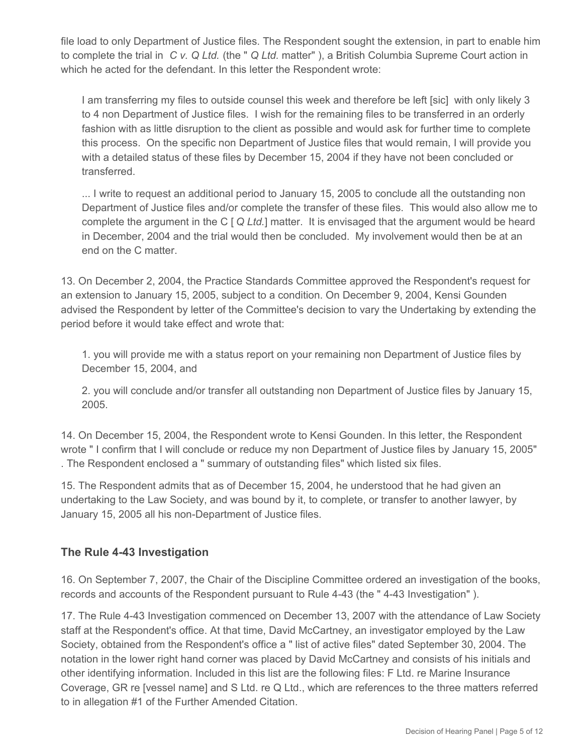file load to only Department of Justice files. The Respondent sought the extension, in part to enable him to complete the trial in *C v. Q Ltd.* (the " *Q Ltd.* matter" ), a British Columbia Supreme Court action in which he acted for the defendant. In this letter the Respondent wrote:

> I am transferring my files to outside counsel this week and therefore be left [sic] with only likely 3 to 4 non Department of Justice files. I wish for the remaining files to be transferred in an orderly fashion with as little disruption to the client as possible and would ask for further time to complete this process. On the specific non Department of Justice files that would remain, I will provide you with a detailed status of these files by December 15, 2004 if they have not been concluded or transferred.
>
> ... I write to request an additional period to January 15, 2005 to conclude all the outstanding non Department of Justice files and/or complete the transfer of these files. This would also allow me to complete the argument in the C [ *Q Ltd.*] matter. It is envisaged that the argument would be heard in December, 2004 and the trial would then be concluded. My involvement would then be at an end on the C matter.

13. On December 2, 2004, the Practice Standards Committee approved the Respondent's request for an extension to January 15, 2005, subject to a condition. On December 9, 2004, Kensi Gounden advised the Respondent by letter of the Committee's decision to vary the Undertaking by extending the period before it would take effect and wrote that:

> 1. you will provide me with a status report on your remaining non Department of Justice files by December 15, 2004, and
>
> 2. you will conclude and/or transfer all outstanding non Department of Justice files by January 15, 2005.

14. On December 15, 2004, the Respondent wrote to Kensi Gounden. In this letter, the Respondent wrote " I confirm that I will conclude or reduce my non Department of Justice files by January 15, 2005" . The Respondent enclosed a " summary of outstanding files" which listed six files.

15. The Respondent admits that as of December 15, 2004, he understood that he had given an undertaking to the Law Society, and was bound by it, to complete, or transfer to another lawyer, by January 15, 2005 all his non-Department of Justice files.

## The Rule 4-43 Investigation

16. On September 7, 2007, the Chair of the Discipline Committee ordered an investigation of the books, records and accounts of the Respondent pursuant to Rule 4-43 (the " 4-43 Investigation" ).

17. The Rule 4-43 Investigation commenced on December 13, 2007 with the attendance of Law Society staff at the Respondent's office. At that time, David McCartney, an investigator employed by the Law Society, obtained from the Respondent's office a " list of active files" dated September 30, 2004. The notation in the lower right hand corner was placed by David McCartney and consists of his initials and other identifying information. Included in this list are the following files: F Ltd. re Marine Insurance Coverage, GR re [vessel name] and S Ltd. re Q Ltd., which are references to the three matters referred to in allegation #1 of the Further Amended Citation.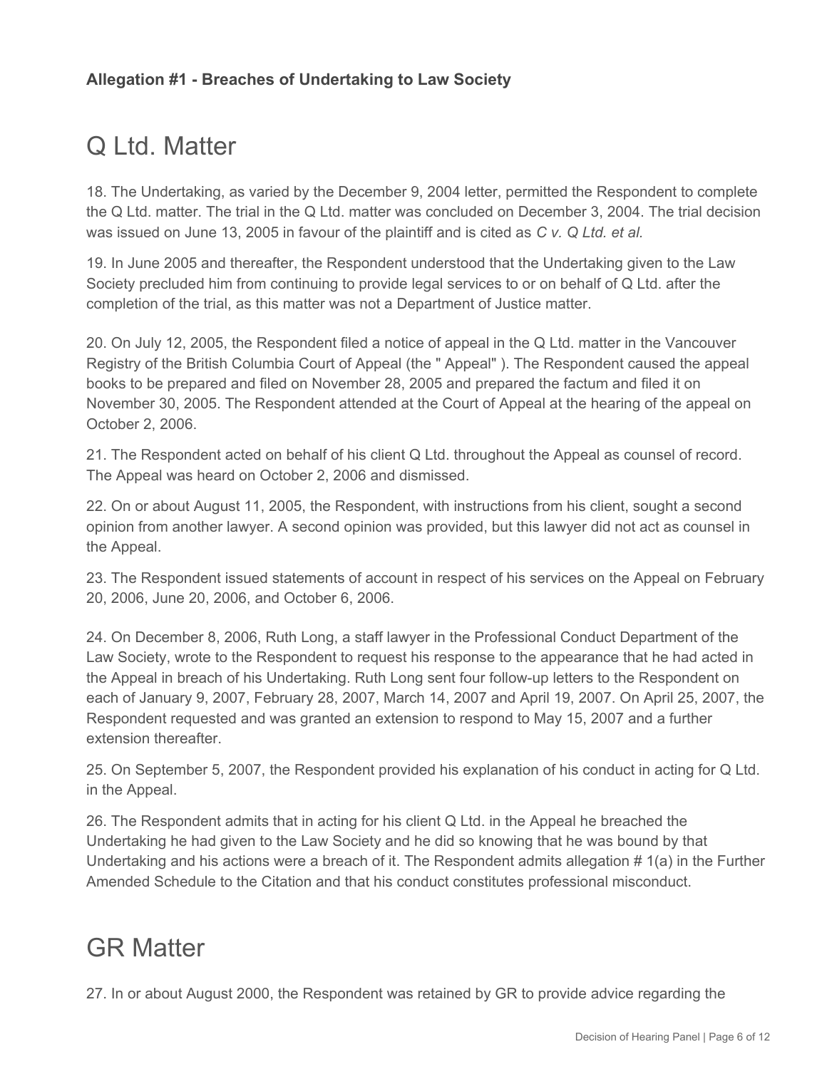**Allegation #1 - Breaches of Undertaking to Law Society**

## Q Ltd. Matter

18. The Undertaking, as varied by the December 9, 2004 letter, permitted the Respondent to complete the Q Ltd. matter. The trial in the Q Ltd. matter was concluded on December 3, 2004. The trial decision was issued on June 13, 2005 in favour of the plaintiff and is cited as *C v. Q Ltd. et al.*

19. In June 2005 and thereafter, the Respondent understood that the Undertaking given to the Law Society precluded him from continuing to provide legal services to or on behalf of Q Ltd. after the completion of the trial, as this matter was not a Department of Justice matter.

20. On July 12, 2005, the Respondent filed a notice of appeal in the Q Ltd. matter in the Vancouver Registry of the British Columbia Court of Appeal (the " Appeal" ). The Respondent caused the appeal books to be prepared and filed on November 28, 2005 and prepared the factum and filed it on November 30, 2005. The Respondent attended at the Court of Appeal at the hearing of the appeal on October 2, 2006.

21. The Respondent acted on behalf of his client Q Ltd. throughout the Appeal as counsel of record. The Appeal was heard on October 2, 2006 and dismissed.

22. On or about August 11, 2005, the Respondent, with instructions from his client, sought a second opinion from another lawyer. A second opinion was provided, but this lawyer did not act as counsel in the Appeal.

23. The Respondent issued statements of account in respect of his services on the Appeal on February 20, 2006, June 20, 2006, and October 6, 2006.

24. On December 8, 2006, Ruth Long, a staff lawyer in the Professional Conduct Department of the Law Society, wrote to the Respondent to request his response to the appearance that he had acted in the Appeal in breach of his Undertaking. Ruth Long sent four follow-up letters to the Respondent on each of January 9, 2007, February 28, 2007, March 14, 2007 and April 19, 2007. On April 25, 2007, the Respondent requested and was granted an extension to respond to May 15, 2007 and a further extension thereafter.

25. On September 5, 2007, the Respondent provided his explanation of his conduct in acting for Q Ltd. in the Appeal.

26. The Respondent admits that in acting for his client Q Ltd. in the Appeal he breached the Undertaking he had given to the Law Society and he did so knowing that he was bound by that Undertaking and his actions were a breach of it. The Respondent admits allegation # 1(a) in the Further Amended Schedule to the Citation and that his conduct constitutes professional misconduct.

## GR Matter

27. In or about August 2000, the Respondent was retained by GR to provide advice regarding the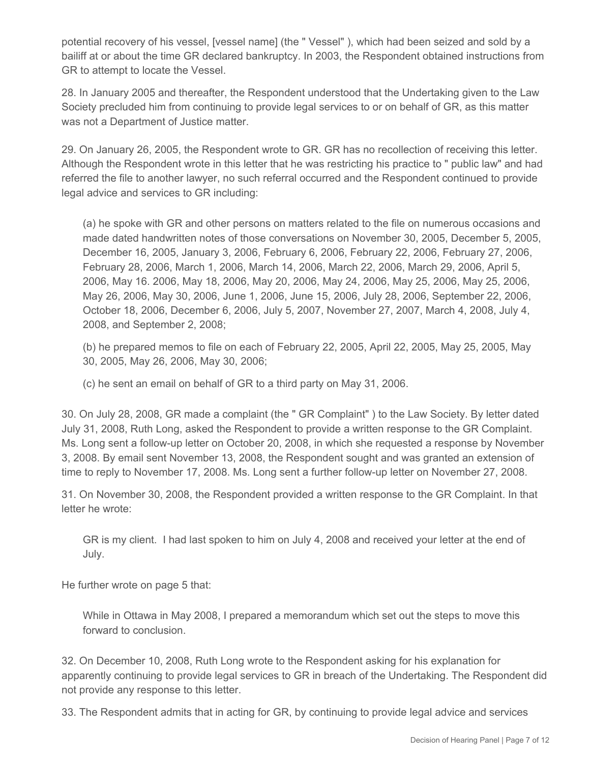potential recovery of his vessel, [vessel name] (the " Vessel" ), which had been seized and sold by a bailiff at or about the time GR declared bankruptcy. In 2003, the Respondent obtained instructions from GR to attempt to locate the Vessel.

28. In January 2005 and thereafter, the Respondent understood that the Undertaking given to the Law Society precluded him from continuing to provide legal services to or on behalf of GR, as this matter was not a Department of Justice matter.

29. On January 26, 2005, the Respondent wrote to GR. GR has no recollection of receiving this letter. Although the Respondent wrote in this letter that he was restricting his practice to " public law" and had referred the file to another lawyer, no such referral occurred and the Respondent continued to provide legal advice and services to GR including:

> (a) he spoke with GR and other persons on matters related to the file on numerous occasions and made dated handwritten notes of those conversations on November 30, 2005, December 5, 2005, December 16, 2005, January 3, 2006, February 6, 2006, February 22, 2006, February 27, 2006, February 28, 2006, March 1, 2006, March 14, 2006, March 22, 2006, March 29, 2006, April 5, 2006, May 16. 2006, May 18, 2006, May 20, 2006, May 24, 2006, May 25, 2006, May 25, 2006, May 26, 2006, May 30, 2006, June 1, 2006, June 15, 2006, July 28, 2006, September 22, 2006, October 18, 2006, December 6, 2006, July 5, 2007, November 27, 2007, March 4, 2008, July 4, 2008, and September 2, 2008;
>
> (b) he prepared memos to file on each of February 22, 2005, April 22, 2005, May 25, 2005, May 30, 2005, May 26, 2006, May 30, 2006;
>
> (c) he sent an email on behalf of GR to a third party on May 31, 2006.

30. On July 28, 2008, GR made a complaint (the " GR Complaint" ) to the Law Society. By letter dated July 31, 2008, Ruth Long, asked the Respondent to provide a written response to the GR Complaint. Ms. Long sent a follow-up letter on October 20, 2008, in which she requested a response by November 3, 2008. By email sent November 13, 2008, the Respondent sought and was granted an extension of time to reply to November 17, 2008. Ms. Long sent a further follow-up letter on November 27, 2008.

31. On November 30, 2008, the Respondent provided a written response to the GR Complaint. In that letter he wrote:

> GR is my client. I had last spoken to him on July 4, 2008 and received your letter at the end of July.

He further wrote on page 5 that:

> While in Ottawa in May 2008, I prepared a memorandum which set out the steps to move this forward to conclusion.

32. On December 10, 2008, Ruth Long wrote to the Respondent asking for his explanation for apparently continuing to provide legal services to GR in breach of the Undertaking. The Respondent did not provide any response to this letter.

33. The Respondent admits that in acting for GR, by continuing to provide legal advice and services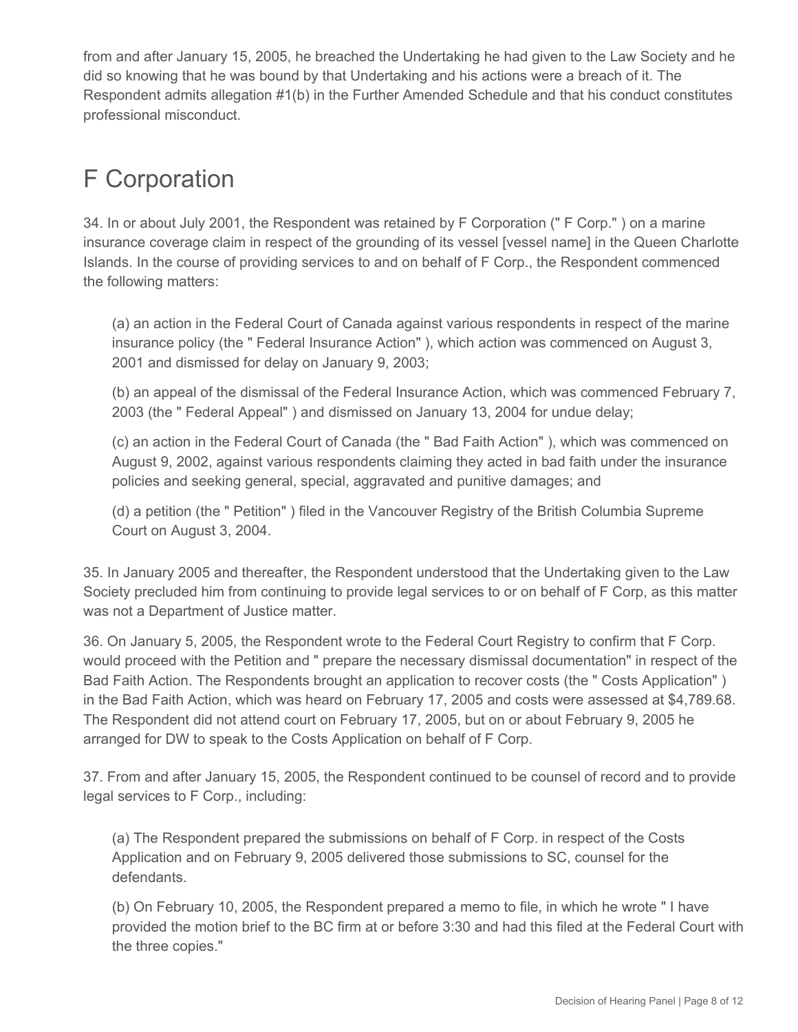from and after January 15, 2005, he breached the Undertaking he had given to the Law Society and he did so knowing that he was bound by that Undertaking and his actions were a breach of it. The Respondent admits allegation #1(b) in the Further Amended Schedule and that his conduct constitutes professional misconduct.

## F Corporation

34. In or about July 2001, the Respondent was retained by F Corporation (" F Corp." ) on a marine insurance coverage claim in respect of the grounding of its vessel [vessel name] in the Queen Charlotte Islands. In the course of providing services to and on behalf of F Corp., the Respondent commenced the following matters:

(a) an action in the Federal Court of Canada against various respondents in respect of the marine insurance policy (the " Federal Insurance Action" ), which action was commenced on August 3, 2001 and dismissed for delay on January 9, 2003;

(b) an appeal of the dismissal of the Federal Insurance Action, which was commenced February 7, 2003 (the " Federal Appeal" ) and dismissed on January 13, 2004 for undue delay;

(c) an action in the Federal Court of Canada (the " Bad Faith Action" ), which was commenced on August 9, 2002, against various respondents claiming they acted in bad faith under the insurance policies and seeking general, special, aggravated and punitive damages; and

(d) a petition (the " Petition" ) filed in the Vancouver Registry of the British Columbia Supreme Court on August 3, 2004.

35. In January 2005 and thereafter, the Respondent understood that the Undertaking given to the Law Society precluded him from continuing to provide legal services to or on behalf of F Corp, as this matter was not a Department of Justice matter.

36. On January 5, 2005, the Respondent wrote to the Federal Court Registry to confirm that F Corp. would proceed with the Petition and " prepare the necessary dismissal documentation" in respect of the Bad Faith Action. The Respondents brought an application to recover costs (the " Costs Application" ) in the Bad Faith Action, which was heard on February 17, 2005 and costs were assessed at $4,789.68. The Respondent did not attend court on February 17, 2005, but on or about February 9, 2005 he arranged for DW to speak to the Costs Application on behalf of F Corp.

37. From and after January 15, 2005, the Respondent continued to be counsel of record and to provide legal services to F Corp., including:

(a) The Respondent prepared the submissions on behalf of F Corp. in respect of the Costs Application and on February 9, 2005 delivered those submissions to SC, counsel for the defendants.

(b) On February 10, 2005, the Respondent prepared a memo to file, in which he wrote " I have provided the motion brief to the BC firm at or before 3:30 and had this filed at the Federal Court with the three copies."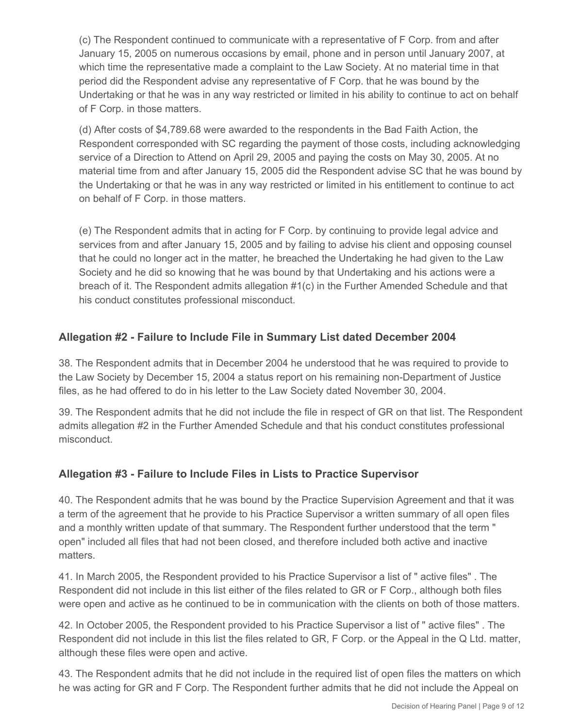(c) The Respondent continued to communicate with a representative of F Corp. from and after January 15, 2005 on numerous occasions by email, phone and in person until January 2007, at which time the representative made a complaint to the Law Society. At no material time in that period did the Respondent advise any representative of F Corp. that he was bound by the Undertaking or that he was in any way restricted or limited in his ability to continue to act on behalf of F Corp. in those matters.

(d) After costs of $4,789.68 were awarded to the respondents in the Bad Faith Action, the Respondent corresponded with SC regarding the payment of those costs, including acknowledging service of a Direction to Attend on April 29, 2005 and paying the costs on May 30, 2005. At no material time from and after January 15, 2005 did the Respondent advise SC that he was bound by the Undertaking or that he was in any way restricted or limited in his entitlement to continue to act on behalf of F Corp. in those matters.

(e) The Respondent admits that in acting for F Corp. by continuing to provide legal advice and services from and after January 15, 2005 and by failing to advise his client and opposing counsel that he could no longer act in the matter, he breached the Undertaking he had given to the Law Society and he did so knowing that he was bound by that Undertaking and his actions were a breach of it. The Respondent admits allegation #1(c) in the Further Amended Schedule and that his conduct constitutes professional misconduct.

## Allegation #2 - Failure to Include File in Summary List dated December 2004

38. The Respondent admits that in December 2004 he understood that he was required to provide to the Law Society by December 15, 2004 a status report on his remaining non-Department of Justice files, as he had offered to do in his letter to the Law Society dated November 30, 2004.

39. The Respondent admits that he did not include the file in respect of GR on that list. The Respondent admits allegation #2 in the Further Amended Schedule and that his conduct constitutes professional misconduct.

## Allegation #3 - Failure to Include Files in Lists to Practice Supervisor

40. The Respondent admits that he was bound by the Practice Supervision Agreement and that it was a term of the agreement that he provide to his Practice Supervisor a written summary of all open files and a monthly written update of that summary. The Respondent further understood that the term " open" included all files that had not been closed, and therefore included both active and inactive matters.

41. In March 2005, the Respondent provided to his Practice Supervisor a list of " active files" . The Respondent did not include in this list either of the files related to GR or F Corp., although both files were open and active as he continued to be in communication with the clients on both of those matters.

42. In October 2005, the Respondent provided to his Practice Supervisor a list of " active files" . The Respondent did not include in this list the files related to GR, F Corp. or the Appeal in the Q Ltd. matter, although these files were open and active.

43. The Respondent admits that he did not include in the required list of open files the matters on which he was acting for GR and F Corp. The Respondent further admits that he did not include the Appeal on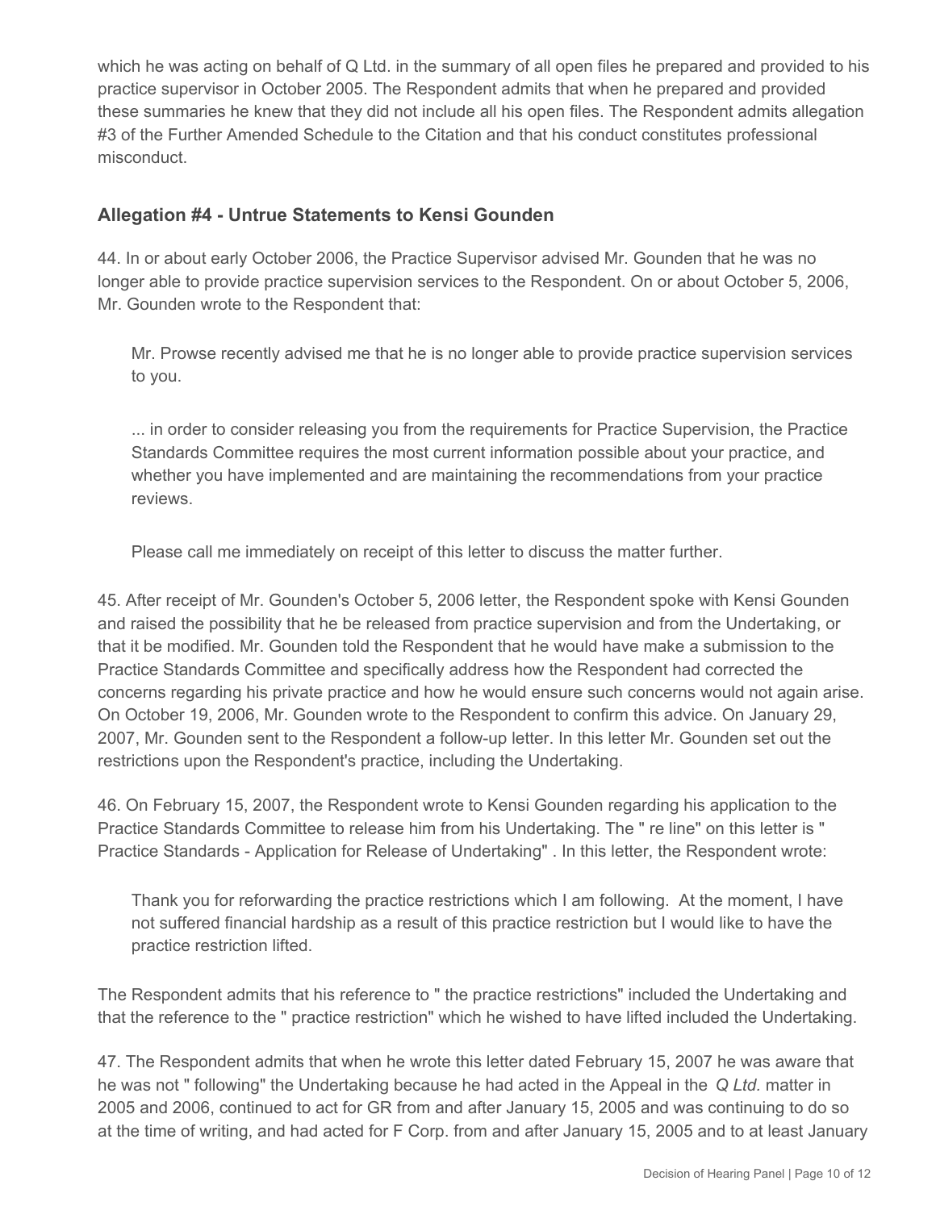which he was acting on behalf of Q Ltd. in the summary of all open files he prepared and provided to his practice supervisor in October 2005. The Respondent admits that when he prepared and provided these summaries he knew that they did not include all his open files. The Respondent admits allegation #3 of the Further Amended Schedule to the Citation and that his conduct constitutes professional misconduct.

### Allegation #4 - Untrue Statements to Kensi Gounden

44. In or about early October 2006, the Practice Supervisor advised Mr. Gounden that he was no longer able to provide practice supervision services to the Respondent. On or about October 5, 2006, Mr. Gounden wrote to the Respondent that:

> Mr. Prowse recently advised me that he is no longer able to provide practice supervision services to you.
>
> ... in order to consider releasing you from the requirements for Practice Supervision, the Practice Standards Committee requires the most current information possible about your practice, and whether you have implemented and are maintaining the recommendations from your practice reviews.
>
> Please call me immediately on receipt of this letter to discuss the matter further.

45. After receipt of Mr. Gounden's October 5, 2006 letter, the Respondent spoke with Kensi Gounden and raised the possibility that he be released from practice supervision and from the Undertaking, or that it be modified. Mr. Gounden told the Respondent that he would have make a submission to the Practice Standards Committee and specifically address how the Respondent had corrected the concerns regarding his private practice and how he would ensure such concerns would not again arise. On October 19, 2006, Mr. Gounden wrote to the Respondent to confirm this advice. On January 29, 2007, Mr. Gounden sent to the Respondent a follow-up letter. In this letter Mr. Gounden set out the restrictions upon the Respondent's practice, including the Undertaking.

46. On February 15, 2007, the Respondent wrote to Kensi Gounden regarding his application to the Practice Standards Committee to release him from his Undertaking. The " re line" on this letter is " Practice Standards - Application for Release of Undertaking" . In this letter, the Respondent wrote:

> Thank you for reforwarding the practice restrictions which I am following. At the moment, I have not suffered financial hardship as a result of this practice restriction but I would like to have the practice restriction lifted.

The Respondent admits that his reference to " the practice restrictions" included the Undertaking and that the reference to the " practice restriction" which he wished to have lifted included the Undertaking.

47. The Respondent admits that when he wrote this letter dated February 15, 2007 he was aware that he was not " following" the Undertaking because he had acted in the Appeal in the *Q Ltd.* matter in 2005 and 2006, continued to act for GR from and after January 15, 2005 and was continuing to do so at the time of writing, and had acted for F Corp. from and after January 15, 2005 and to at least January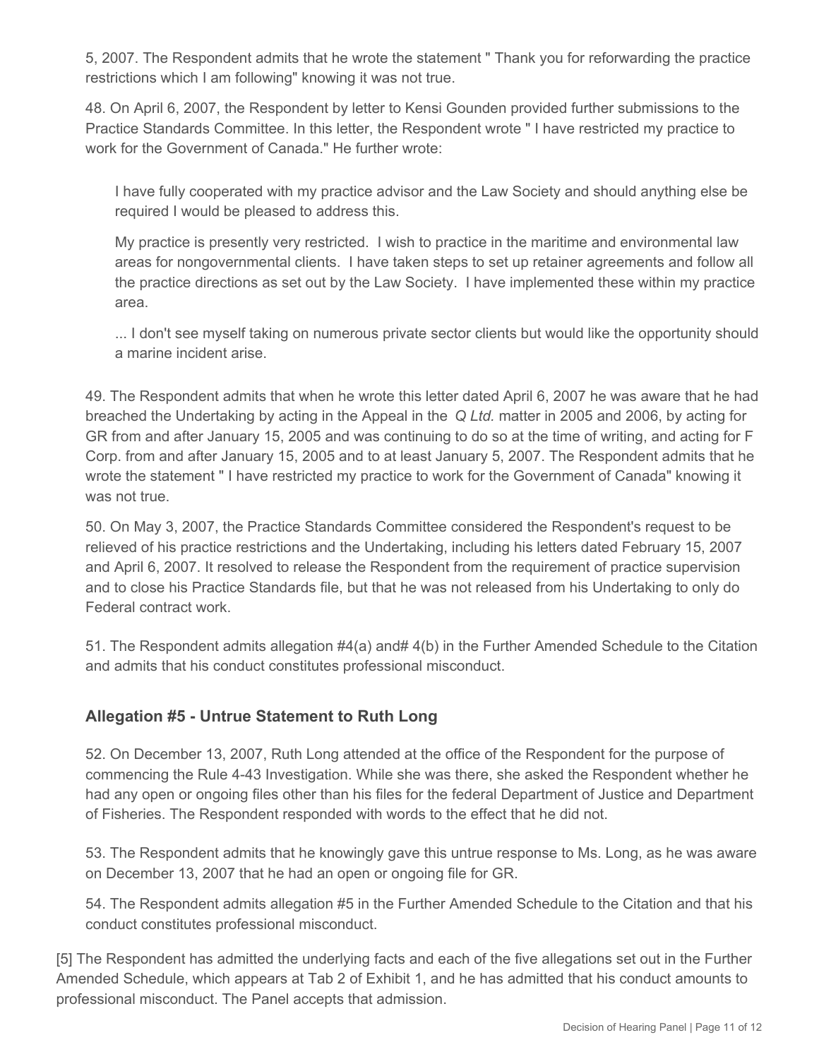5, 2007. The Respondent admits that he wrote the statement " Thank you for reforwarding the practice restrictions which I am following" knowing it was not true.

48. On April 6, 2007, the Respondent by letter to Kensi Gounden provided further submissions to the Practice Standards Committee. In this letter, the Respondent wrote " I have restricted my practice to work for the Government of Canada." He further wrote:

> I have fully cooperated with my practice advisor and the Law Society and should anything else be required I would be pleased to address this.
>
> My practice is presently very restricted. I wish to practice in the maritime and environmental law areas for nongovernmental clients. I have taken steps to set up retainer agreements and follow all the practice directions as set out by the Law Society. I have implemented these within my practice area.
>
> ... I don't see myself taking on numerous private sector clients but would like the opportunity should a marine incident arise.

49. The Respondent admits that when he wrote this letter dated April 6, 2007 he was aware that he had breached the Undertaking by acting in the Appeal in the *Q Ltd.* matter in 2005 and 2006, by acting for GR from and after January 15, 2005 and was continuing to do so at the time of writing, and acting for F Corp. from and after January 15, 2005 and to at least January 5, 2007. The Respondent admits that he wrote the statement " I have restricted my practice to work for the Government of Canada" knowing it was not true.

50. On May 3, 2007, the Practice Standards Committee considered the Respondent's request to be relieved of his practice restrictions and the Undertaking, including his letters dated February 15, 2007 and April 6, 2007. It resolved to release the Respondent from the requirement of practice supervision and to close his Practice Standards file, but that he was not released from his Undertaking to only do Federal contract work.

51. The Respondent admits allegation #4(a) and# 4(b) in the Further Amended Schedule to the Citation and admits that his conduct constitutes professional misconduct.

### Allegation #5 - Untrue Statement to Ruth Long

52. On December 13, 2007, Ruth Long attended at the office of the Respondent for the purpose of commencing the Rule 4-43 Investigation. While she was there, she asked the Respondent whether he had any open or ongoing files other than his files for the federal Department of Justice and Department of Fisheries. The Respondent responded with words to the effect that he did not.

53. The Respondent admits that he knowingly gave this untrue response to Ms. Long, as he was aware on December 13, 2007 that he had an open or ongoing file for GR.

54. The Respondent admits allegation #5 in the Further Amended Schedule to the Citation and that his conduct constitutes professional misconduct.

[5] The Respondent has admitted the underlying facts and each of the five allegations set out in the Further Amended Schedule, which appears at Tab 2 of Exhibit 1, and he has admitted that his conduct amounts to professional misconduct. The Panel accepts that admission.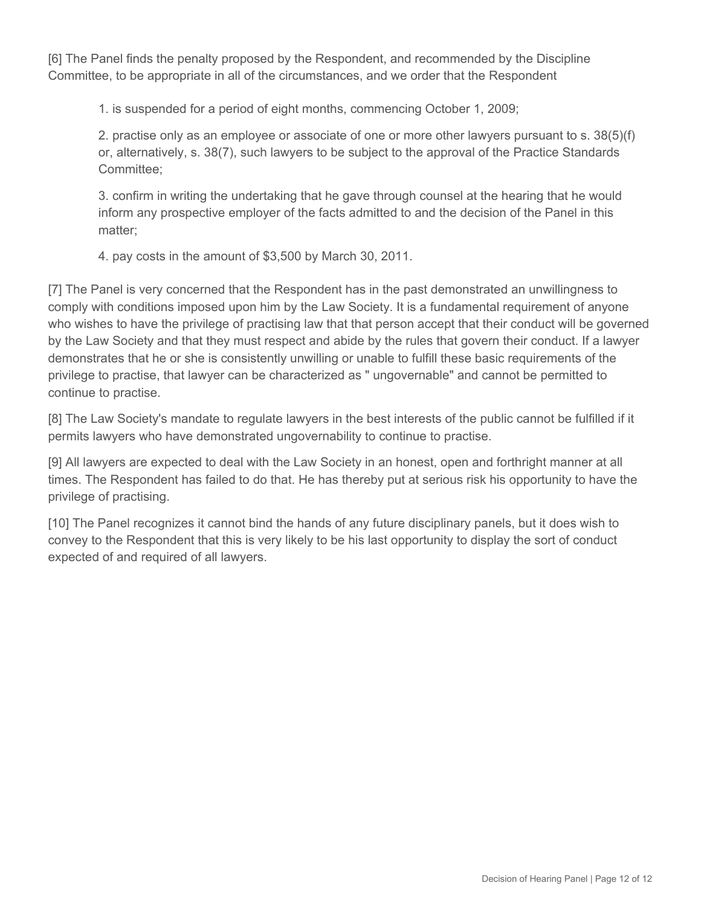[6] The Panel finds the penalty proposed by the Respondent, and recommended by the Discipline Committee, to be appropriate in all of the circumstances, and we order that the Respondent

1. is suspended for a period of eight months, commencing October 1, 2009;

2. practise only as an employee or associate of one or more other lawyers pursuant to s. 38(5)(f) or, alternatively, s. 38(7), such lawyers to be subject to the approval of the Practice Standards Committee;

3. confirm in writing the undertaking that he gave through counsel at the hearing that he would inform any prospective employer of the facts admitted to and the decision of the Panel in this matter;

4. pay costs in the amount of $3,500 by March 30, 2011.

[7] The Panel is very concerned that the Respondent has in the past demonstrated an unwillingness to comply with conditions imposed upon him by the Law Society. It is a fundamental requirement of anyone who wishes to have the privilege of practising law that that person accept that their conduct will be governed by the Law Society and that they must respect and abide by the rules that govern their conduct. If a lawyer demonstrates that he or she is consistently unwilling or unable to fulfill these basic requirements of the privilege to practise, that lawyer can be characterized as " ungovernable" and cannot be permitted to continue to practise.

[8] The Law Society's mandate to regulate lawyers in the best interests of the public cannot be fulfilled if it permits lawyers who have demonstrated ungovernability to continue to practise.

[9] All lawyers are expected to deal with the Law Society in an honest, open and forthright manner at all times. The Respondent has failed to do that. He has thereby put at serious risk his opportunity to have the privilege of practising.

[10] The Panel recognizes it cannot bind the hands of any future disciplinary panels, but it does wish to convey to the Respondent that this is very likely to be his last opportunity to display the sort of conduct expected of and required of all lawyers.